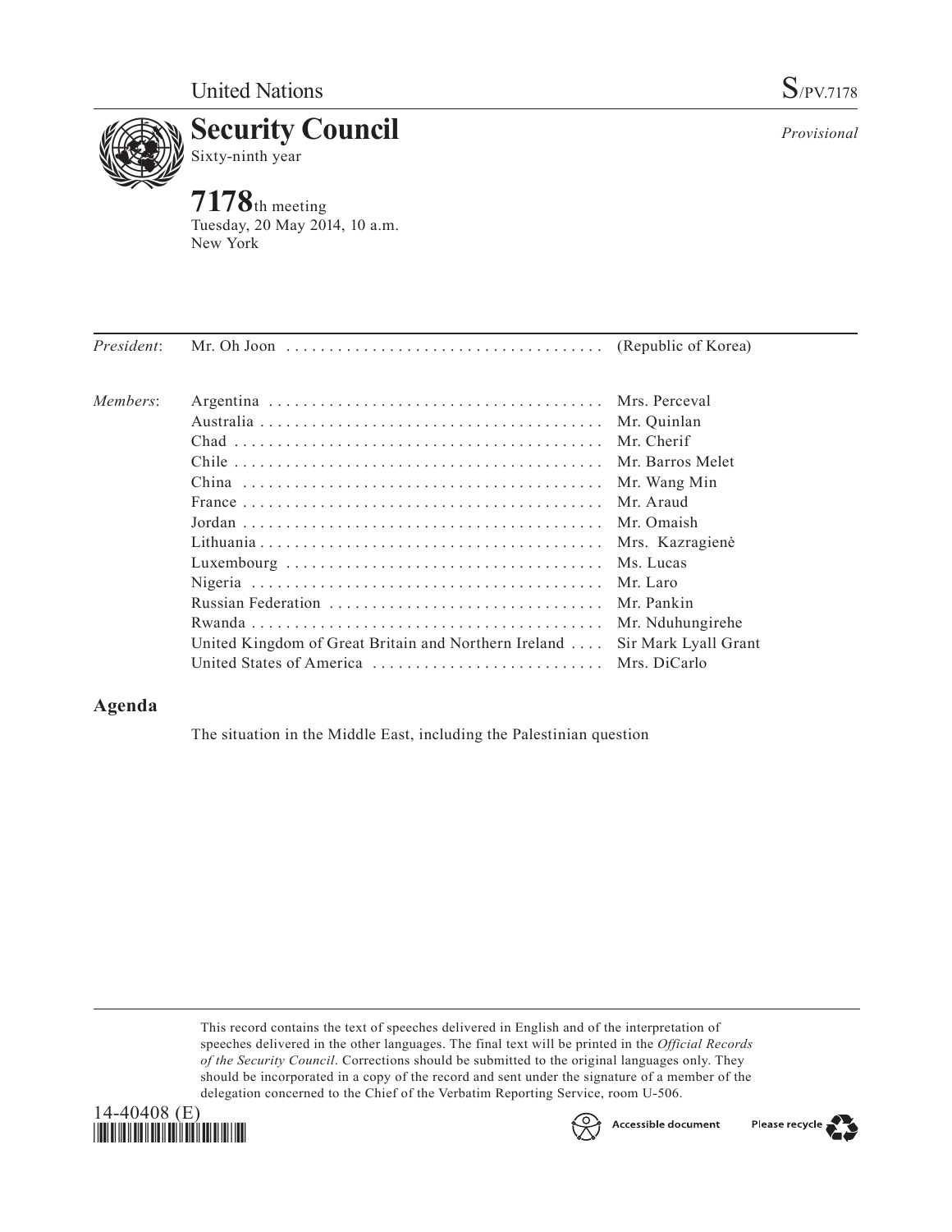United Nations

S/PV.7178

# Security Council

Sixty-ninth year

*Provisional*

**7178**th meeting
Tuesday, 20 May 2014, 10 a.m.
New York

| | | |
|---|---|---|
| *President*: | Mr. Oh Joon | (Republic of Korea) |
| *Members*: | Argentina | Mrs. Perceval |
| | Australia | Mr. Quinlan |
| | Chad | Mr. Cherif |
| | Chile | Mr. Barros Melet |
| | China | Mr. Wang Min |
| | France | Mr. Araud |
| | Jordan | Mr. Omaish |
| | Lithuania | Mrs. Kazragienė |
| | Luxembourg | Ms. Lucas |
| | Nigeria | Mr. Laro |
| | Russian Federation | Mr. Pankin |
| | Rwanda | Mr. Nduhungirehe |
| | United Kingdom of Great Britain and Northern Ireland | Sir Mark Lyall Grant |
| | United States of America | Mrs. DiCarlo |

## Agenda

The situation in the Middle East, including the Palestinian question

This record contains the text of speeches delivered in English and of the interpretation of speeches delivered in the other languages. The final text will be printed in the *Official Records of the Security Council*. Corrections should be submitted to the original languages only. They should be incorporated in a copy of the record and sent under the signature of a member of the delegation concerned to the Chief of the Verbatim Reporting Service, room U-506.

14-40408 (E)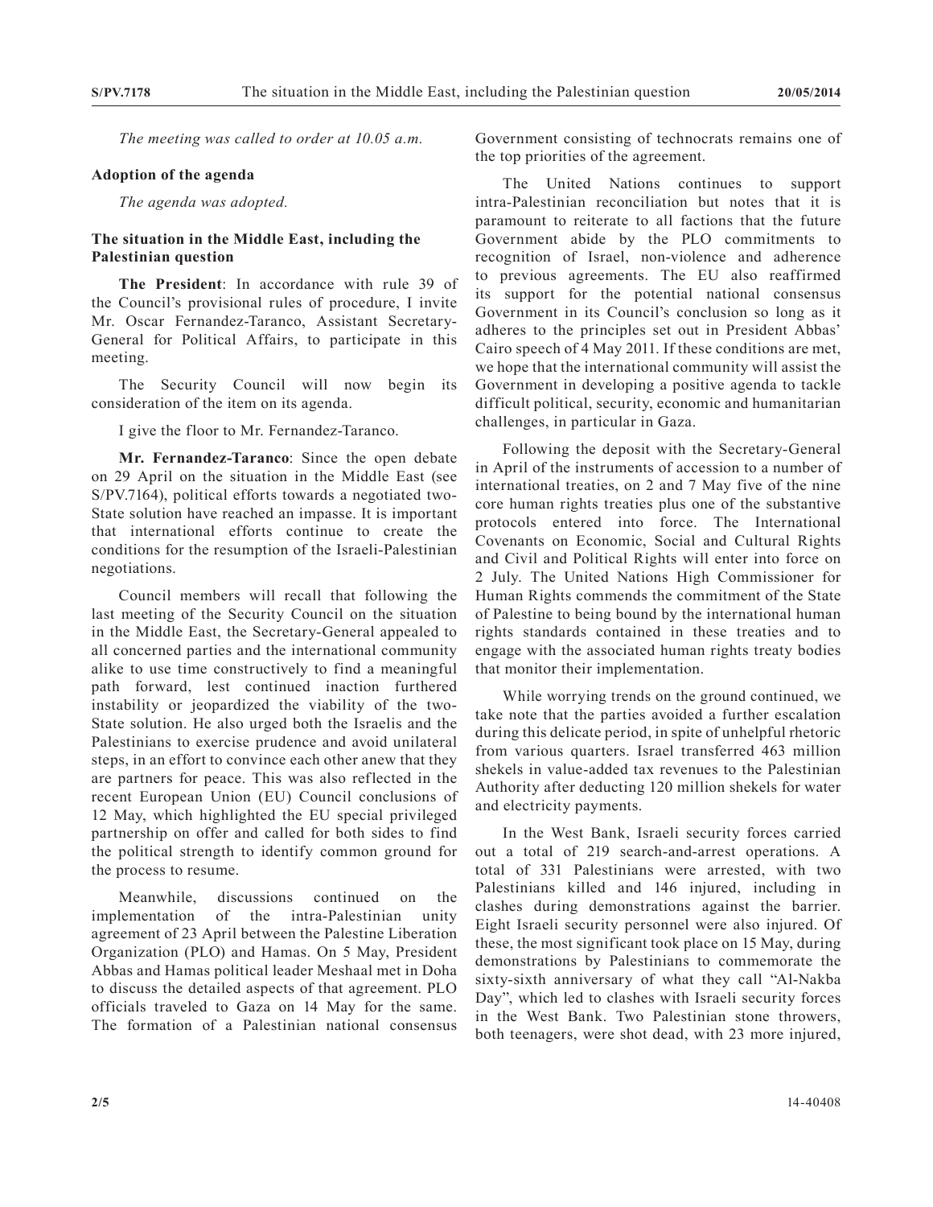*The meeting was called to order at 10.05 a.m.*

**Adoption of the agenda**

*The agenda was adopted.*

**The situation in the Middle East, including the Palestinian question**

**The President**: In accordance with rule 39 of the Council's provisional rules of procedure, I invite Mr. Oscar Fernandez-Taranco, Assistant Secretary-General for Political Affairs, to participate in this meeting.

The Security Council will now begin its consideration of the item on its agenda.

I give the floor to Mr. Fernandez-Taranco.

**Mr. Fernandez-Taranco**: Since the open debate on 29 April on the situation in the Middle East (see S/PV.7164), political efforts towards a negotiated two-State solution have reached an impasse. It is important that international efforts continue to create the conditions for the resumption of the Israeli-Palestinian negotiations.

Council members will recall that following the last meeting of the Security Council on the situation in the Middle East, the Secretary-General appealed to all concerned parties and the international community alike to use time constructively to find a meaningful path forward, lest continued inaction furthered instability or jeopardized the viability of the two-State solution. He also urged both the Israelis and the Palestinians to exercise prudence and avoid unilateral steps, in an effort to convince each other anew that they are partners for peace. This was also reflected in the recent European Union (EU) Council conclusions of 12 May, which highlighted the EU special privileged partnership on offer and called for both sides to find the political strength to identify common ground for the process to resume.

Meanwhile, discussions continued on the implementation of the intra-Palestinian unity agreement of 23 April between the Palestine Liberation Organization (PLO) and Hamas. On 5 May, President Abbas and Hamas political leader Meshaal met in Doha to discuss the detailed aspects of that agreement. PLO officials traveled to Gaza on 14 May for the same. The formation of a Palestinian national consensus Government consisting of technocrats remains one of the top priorities of the agreement.

The United Nations continues to support intra-Palestinian reconciliation but notes that it is paramount to reiterate to all factions that the future Government abide by the PLO commitments to recognition of Israel, non-violence and adherence to previous agreements. The EU also reaffirmed its support for the potential national consensus Government in its Council's conclusion so long as it adheres to the principles set out in President Abbas' Cairo speech of 4 May 2011. If these conditions are met, we hope that the international community will assist the Government in developing a positive agenda to tackle difficult political, security, economic and humanitarian challenges, in particular in Gaza.

Following the deposit with the Secretary-General in April of the instruments of accession to a number of international treaties, on 2 and 7 May five of the nine core human rights treaties plus one of the substantive protocols entered into force. The International Covenants on Economic, Social and Cultural Rights and Civil and Political Rights will enter into force on 2 July. The United Nations High Commissioner for Human Rights commends the commitment of the State of Palestine to being bound by the international human rights standards contained in these treaties and to engage with the associated human rights treaty bodies that monitor their implementation.

While worrying trends on the ground continued, we take note that the parties avoided a further escalation during this delicate period, in spite of unhelpful rhetoric from various quarters. Israel transferred 463 million shekels in value-added tax revenues to the Palestinian Authority after deducting 120 million shekels for water and electricity payments.

In the West Bank, Israeli security forces carried out a total of 219 search-and-arrest operations. A total of 331 Palestinians were arrested, with two Palestinians killed and 146 injured, including in clashes during demonstrations against the barrier. Eight Israeli security personnel were also injured. Of these, the most significant took place on 15 May, during demonstrations by Palestinians to commemorate the sixty-sixth anniversary of what they call "Al-Nakba Day", which led to clashes with Israeli security forces in the West Bank. Two Palestinian stone throwers, both teenagers, were shot dead, with 23 more injured,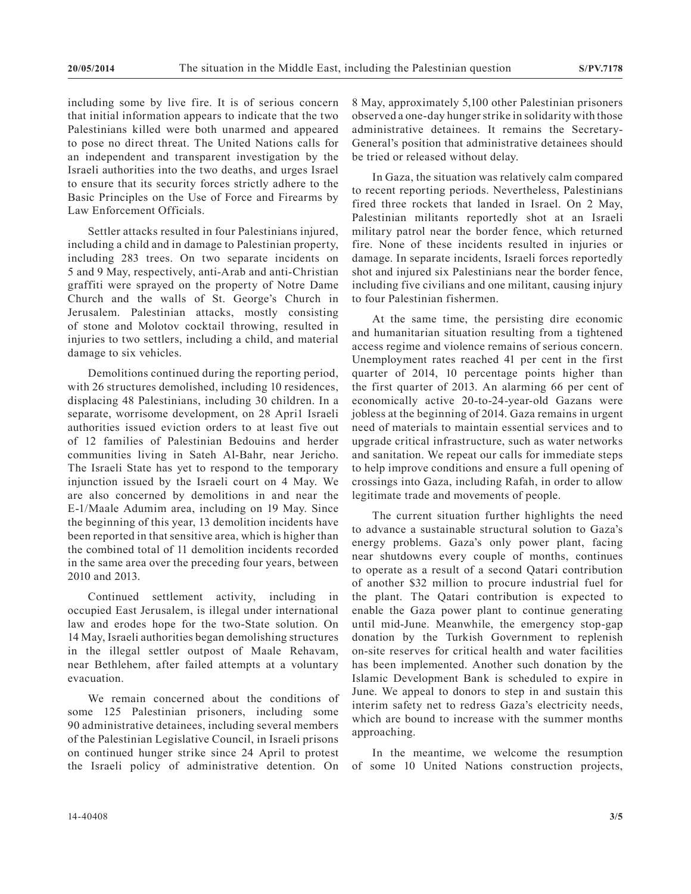including some by live fire. It is of serious concern that initial information appears to indicate that the two Palestinians killed were both unarmed and appeared to pose no direct threat. The United Nations calls for an independent and transparent investigation by the Israeli authorities into the two deaths, and urges Israel to ensure that its security forces strictly adhere to the Basic Principles on the Use of Force and Firearms by Law Enforcement Officials.

Settler attacks resulted in four Palestinians injured, including a child and in damage to Palestinian property, including 283 trees. On two separate incidents on 5 and 9 May, respectively, anti-Arab and anti-Christian graffiti were sprayed on the property of Notre Dame Church and the walls of St. George's Church in Jerusalem. Palestinian attacks, mostly consisting of stone and Molotov cocktail throwing, resulted in injuries to two settlers, including a child, and material damage to six vehicles.

Demolitions continued during the reporting period, with 26 structures demolished, including 10 residences, displacing 48 Palestinians, including 30 children. In a separate, worrisome development, on 28 April Israeli authorities issued eviction orders to at least five out of 12 families of Palestinian Bedouins and herder communities living in Sateh Al-Bahr, near Jericho. The Israeli State has yet to respond to the temporary injunction issued by the Israeli court on 4 May. We are also concerned by demolitions in and near the E-1/Maale Adumim area, including on 19 May. Since the beginning of this year, 13 demolition incidents have been reported in that sensitive area, which is higher than the combined total of 11 demolition incidents recorded in the same area over the preceding four years, between 2010 and 2013.

Continued settlement activity, including in occupied East Jerusalem, is illegal under international law and erodes hope for the two-State solution. On 14 May, Israeli authorities began demolishing structures in the illegal settler outpost of Maale Rehavam, near Bethlehem, after failed attempts at a voluntary evacuation.

We remain concerned about the conditions of some 125 Palestinian prisoners, including some 90 administrative detainees, including several members of the Palestinian Legislative Council, in Israeli prisons on continued hunger strike since 24 April to protest the Israeli policy of administrative detention. On 8 May, approximately 5,100 other Palestinian prisoners observed a one-day hunger strike in solidarity with those administrative detainees. It remains the Secretary-General's position that administrative detainees should be tried or released without delay.

In Gaza, the situation was relatively calm compared to recent reporting periods. Nevertheless, Palestinians fired three rockets that landed in Israel. On 2 May, Palestinian militants reportedly shot at an Israeli military patrol near the border fence, which returned fire. None of these incidents resulted in injuries or damage. In separate incidents, Israeli forces reportedly shot and injured six Palestinians near the border fence, including five civilians and one militant, causing injury to four Palestinian fishermen.

At the same time, the persisting dire economic and humanitarian situation resulting from a tightened access regime and violence remains of serious concern. Unemployment rates reached 41 per cent in the first quarter of 2014, 10 percentage points higher than the first quarter of 2013. An alarming 66 per cent of economically active 20-to-24-year-old Gazans were jobless at the beginning of 2014. Gaza remains in urgent need of materials to maintain essential services and to upgrade critical infrastructure, such as water networks and sanitation. We repeat our calls for immediate steps to help improve conditions and ensure a full opening of crossings into Gaza, including Rafah, in order to allow legitimate trade and movements of people.

The current situation further highlights the need to advance a sustainable structural solution to Gaza's energy problems. Gaza's only power plant, facing near shutdowns every couple of months, continues to operate as a result of a second Qatari contribution of another $32 million to procure industrial fuel for the plant. The Qatari contribution is expected to enable the Gaza power plant to continue generating until mid-June. Meanwhile, the emergency stop-gap donation by the Turkish Government to replenish on-site reserves for critical health and water facilities has been implemented. Another such donation by the Islamic Development Bank is scheduled to expire in June. We appeal to donors to step in and sustain this interim safety net to redress Gaza's electricity needs, which are bound to increase with the summer months approaching.

In the meantime, we welcome the resumption of some 10 United Nations construction projects,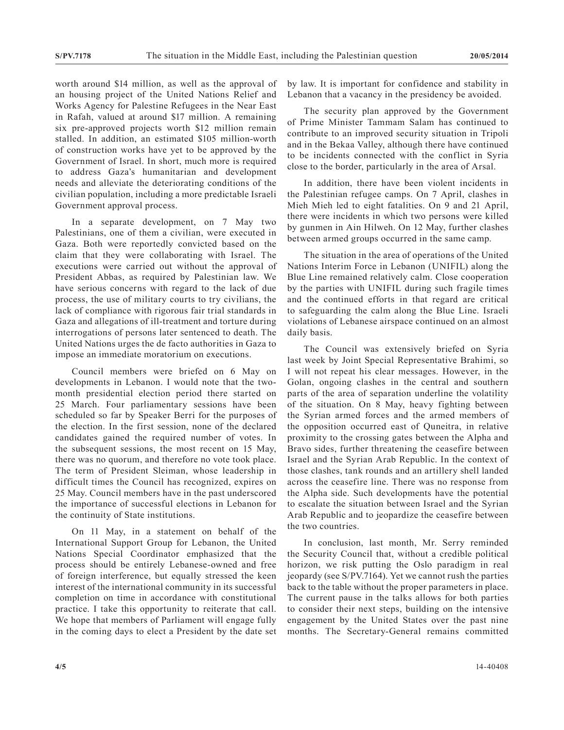worth around $14 million, as well as the approval of an housing project of the United Nations Relief and Works Agency for Palestine Refugees in the Near East in Rafah, valued at around $17 million. A remaining six pre-approved projects worth $12 million remain stalled. In addition, an estimated $105 million-worth of construction works have yet to be approved by the Government of Israel. In short, much more is required to address Gaza's humanitarian and development needs and alleviate the deteriorating conditions of the civilian population, including a more predictable Israeli Government approval process.

In a separate development, on 7 May two Palestinians, one of them a civilian, were executed in Gaza. Both were reportedly convicted based on the claim that they were collaborating with Israel. The executions were carried out without the approval of President Abbas, as required by Palestinian law. We have serious concerns with regard to the lack of due process, the use of military courts to try civilians, the lack of compliance with rigorous fair trial standards in Gaza and allegations of ill-treatment and torture during interrogations of persons later sentenced to death. The United Nations urges the de facto authorities in Gaza to impose an immediate moratorium on executions.

Council members were briefed on 6 May on developments in Lebanon. I would note that the two-month presidential election period there started on 25 March. Four parliamentary sessions have been scheduled so far by Speaker Berri for the purposes of the election. In the first session, none of the declared candidates gained the required number of votes. In the subsequent sessions, the most recent on 15 May, there was no quorum, and therefore no vote took place. The term of President Sleiman, whose leadership in difficult times the Council has recognized, expires on 25 May. Council members have in the past underscored the importance of successful elections in Lebanon for the continuity of State institutions.

On 11 May, in a statement on behalf of the International Support Group for Lebanon, the United Nations Special Coordinator emphasized that the process should be entirely Lebanese-owned and free of foreign interference, but equally stressed the keen interest of the international community in its successful completion on time in accordance with constitutional practice. I take this opportunity to reiterate that call. We hope that members of Parliament will engage fully in the coming days to elect a President by the date set by law. It is important for confidence and stability in Lebanon that a vacancy in the presidency be avoided.

The security plan approved by the Government of Prime Minister Tammam Salam has continued to contribute to an improved security situation in Tripoli and in the Bekaa Valley, although there have continued to be incidents connected with the conflict in Syria close to the border, particularly in the area of Arsal.

In addition, there have been violent incidents in the Palestinian refugee camps. On 7 April, clashes in Mieh Mieh led to eight fatalities. On 9 and 21 April, there were incidents in which two persons were killed by gunmen in Ain Hilweh. On 12 May, further clashes between armed groups occurred in the same camp.

The situation in the area of operations of the United Nations Interim Force in Lebanon (UNIFIL) along the Blue Line remained relatively calm. Close cooperation by the parties with UNIFIL during such fragile times and the continued efforts in that regard are critical to safeguarding the calm along the Blue Line. Israeli violations of Lebanese airspace continued on an almost daily basis.

The Council was extensively briefed on Syria last week by Joint Special Representative Brahimi, so I will not repeat his clear messages. However, in the Golan, ongoing clashes in the central and southern parts of the area of separation underline the volatility of the situation. On 8 May, heavy fighting between the Syrian armed forces and the armed members of the opposition occurred east of Quneitra, in relative proximity to the crossing gates between the Alpha and Bravo sides, further threatening the ceasefire between Israel and the Syrian Arab Republic. In the context of those clashes, tank rounds and an artillery shell landed across the ceasefire line. There was no response from the Alpha side. Such developments have the potential to escalate the situation between Israel and the Syrian Arab Republic and to jeopardize the ceasefire between the two countries.

In conclusion, last month, Mr. Serry reminded the Security Council that, without a credible political horizon, we risk putting the Oslo paradigm in real jeopardy (see S/PV.7164). Yet we cannot rush the parties back to the table without the proper parameters in place. The current pause in the talks allows for both parties to consider their next steps, building on the intensive engagement by the United States over the past nine months. The Secretary-General remains committed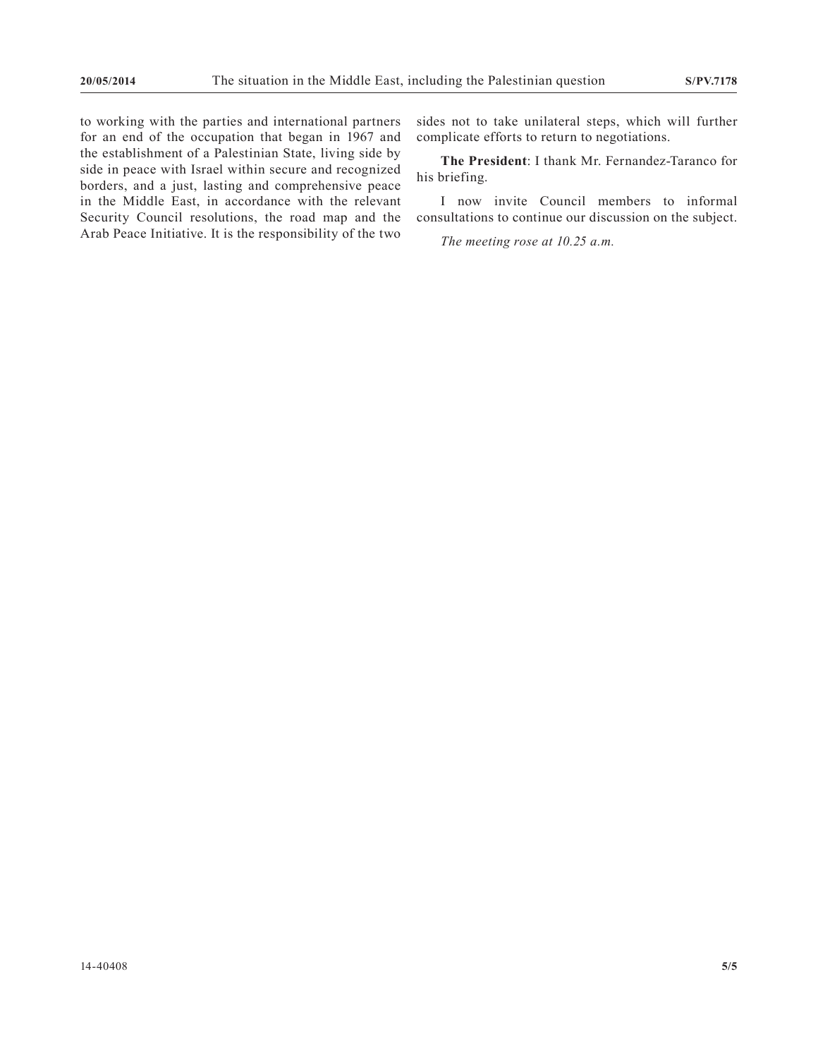to working with the parties and international partners for an end of the occupation that began in 1967 and the establishment of a Palestinian State, living side by side in peace with Israel within secure and recognized borders, and a just, lasting and comprehensive peace in the Middle East, in accordance with the relevant Security Council resolutions, the road map and the Arab Peace Initiative. It is the responsibility of the two sides not to take unilateral steps, which will further complicate efforts to return to negotiations.

**The President**: I thank Mr. Fernandez-Taranco for his briefing.

I now invite Council members to informal consultations to continue our discussion on the subject.

*The meeting rose at 10.25 a.m.*